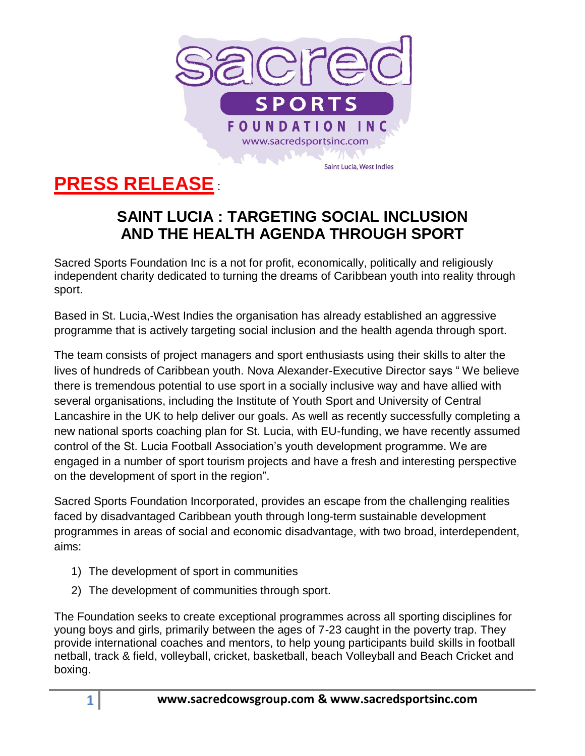sacred

SPORTS

FOUNDATION INC

www.sacredsportsinc.com

Saint Lucia, West Indies

# PRESS RELEASE :

## SAINT LUCIA : TARGETING SOCIAL INCLUSION AND THE HEALTH AGENDA THROUGH SPORT

Sacred Sports Foundation Inc is a not for profit, economically, politically and religiously independent charity dedicated to turning the dreams of Caribbean youth into reality through sport.

Based in St. Lucia,-West Indies the organisation has already established an aggressive programme that is actively targeting social inclusion and the health agenda through sport.

The team consists of project managers and sport enthusiasts using their skills to alter the lives of hundreds of Caribbean youth. Nova Alexander-Executive Director says " We believe there is tremendous potential to use sport in a socially inclusive way and have allied with several organisations, including the Institute of Youth Sport and University of Central Lancashire in the UK to help deliver our goals. As well as recently successfully completing a new national sports coaching plan for St. Lucia, with EU-funding, we have recently assumed control of the St. Lucia Football Association's youth development programme. We are engaged in a number of sport tourism projects and have a fresh and interesting perspective on the development of sport in the region".

Sacred Sports Foundation Incorporated, provides an escape from the challenging realities faced by disadvantaged Caribbean youth through long-term sustainable development programmes in areas of social and economic disadvantage, with two broad, interdependent, aims:

1) The development of sport in communities
2) The development of communities through sport.

The Foundation seeks to create exceptional programmes across all sporting disciplines for young boys and girls, primarily between the ages of 7-23 caught in the poverty trap. They provide international coaches and mentors, to help young participants build skills in football netball, track & field, volleyball, cricket, basketball, beach Volleyball and Beach Cricket and boxing.

www.sacredcowsgroup.com & www.sacredsportsinc.com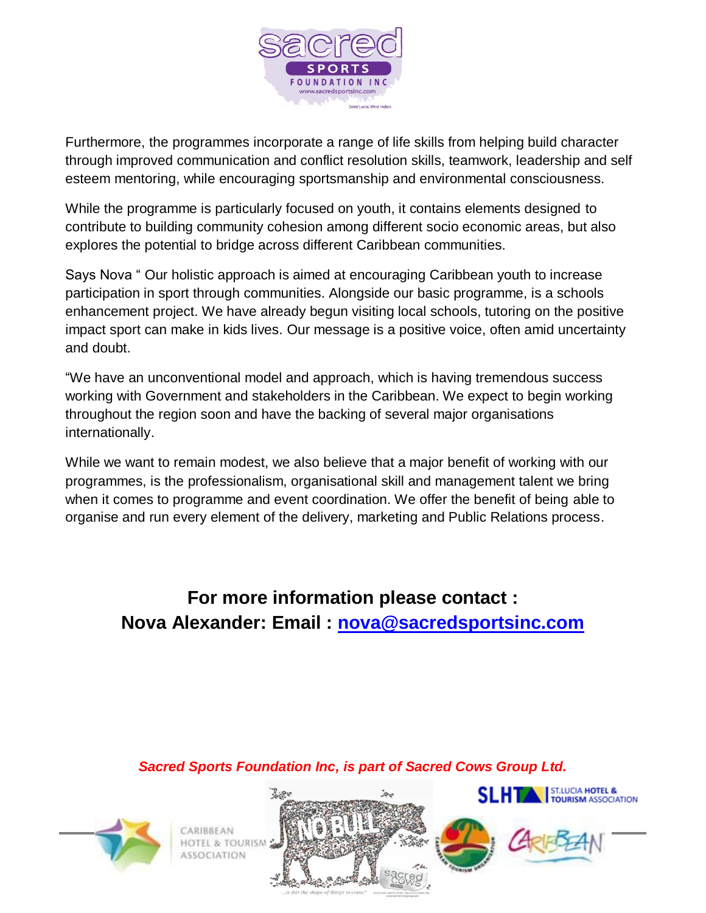Furthermore, the programmes incorporate a range of life skills from helping build character through improved communication and conflict resolution skills, teamwork, leadership and self esteem mentoring, while encouraging sportsmanship and environmental consciousness.

While the programme is particularly focused on youth, it contains elements designed to contribute to building community cohesion among different socio economic areas, but also explores the potential to bridge across different Caribbean communities.

Says Nova " Our holistic approach is aimed at encouraging Caribbean youth to increase participation in sport through communities. Alongside our basic programme, is a schools enhancement project. We have already begun visiting local schools, tutoring on the positive impact sport can make in kids lives. Our message is a positive voice, often amid uncertainty and doubt.

"We have an unconventional model and approach, which is having tremendous success working with Government and stakeholders in the Caribbean. We expect to begin working throughout the region soon and have the backing of several major organisations internationally.

While we want to remain modest, we also believe that a major benefit of working with our programmes, is the professionalism, organisational skill and management talent we bring when it comes to programme and event coordination. We offer the benefit of being able to organise and run every element of the delivery, marketing and Public Relations process.

**For more information please contact :**
**Nova Alexander: Email : nova@sacredsportsinc.com**

*Sacred Sports Foundation Inc, is part of Sacred Cows Group Ltd.*